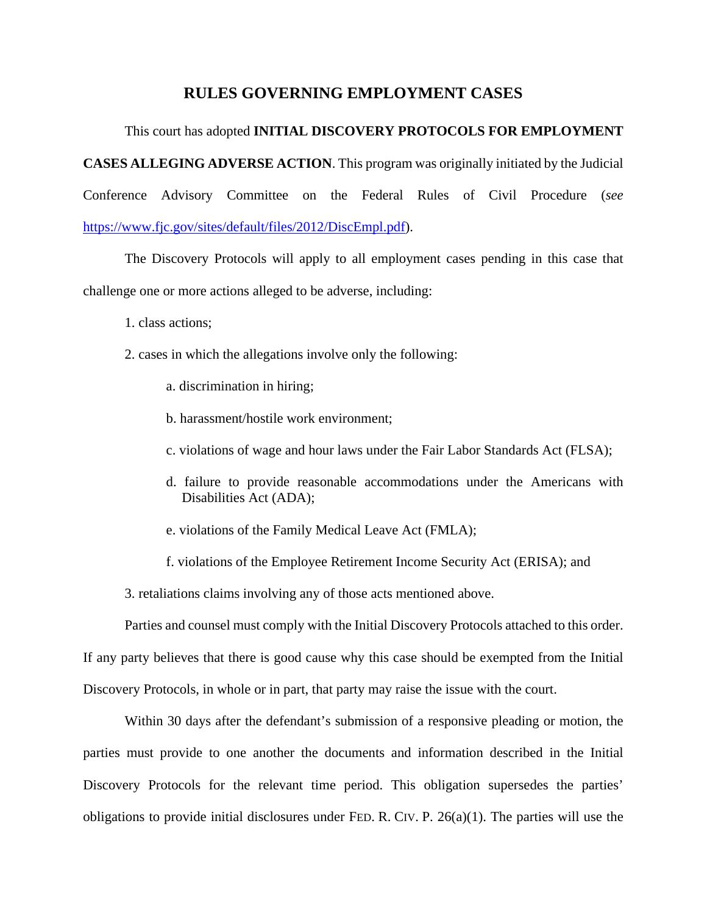# RULES GOVERNING EMPLOYMENT CASES

This court has adopted **INITIAL DISCOVERY PROTOCOLS FOR EMPLOYMENT CASES ALLEGING ADVERSE ACTION**. This program was originally initiated by the Judicial Conference Advisory Committee on the Federal Rules of Civil Procedure (*see* https://www.fjc.gov/sites/default/files/2012/DiscEmpl.pdf).

The Discovery Protocols will apply to all employment cases pending in this case that challenge one or more actions alleged to be adverse, including:

1. class actions;

2. cases in which the allegations involve only the following:

   a. discrimination in hiring;

   b. harassment/hostile work environment;

   c. violations of wage and hour laws under the Fair Labor Standards Act (FLSA);

   d. failure to provide reasonable accommodations under the Americans with Disabilities Act (ADA);

   e. violations of the Family Medical Leave Act (FMLA);

   f. violations of the Employee Retirement Income Security Act (ERISA); and

3. retaliations claims involving any of those acts mentioned above.

Parties and counsel must comply with the Initial Discovery Protocols attached to this order. If any party believes that there is good cause why this case should be exempted from the Initial Discovery Protocols, in whole or in part, that party may raise the issue with the court.

Within 30 days after the defendant's submission of a responsive pleading or motion, the parties must provide to one another the documents and information described in the Initial Discovery Protocols for the relevant time period. This obligation supersedes the parties' obligations to provide initial disclosures under FED. R. CIV. P. 26(a)(1). The parties will use the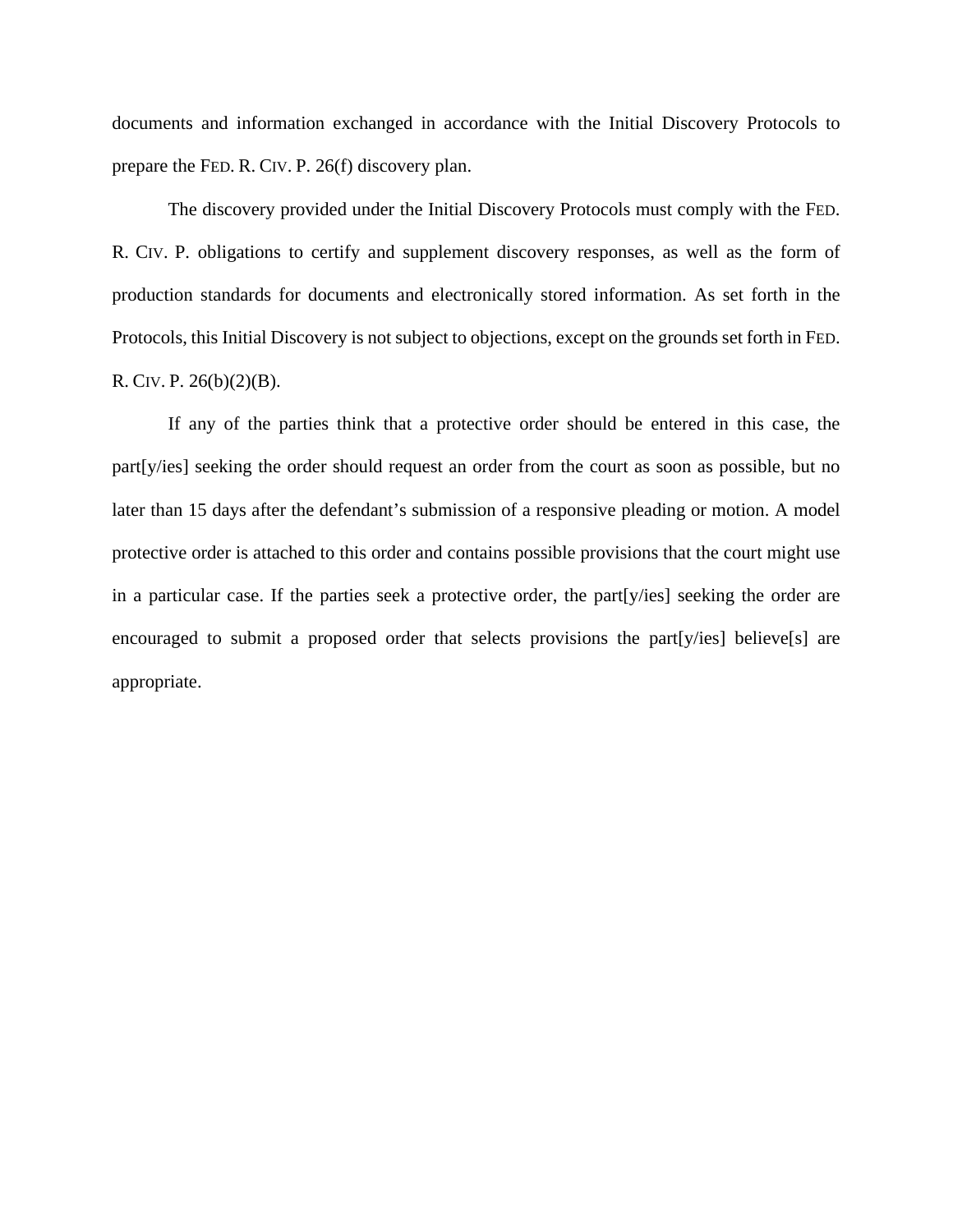documents and information exchanged in accordance with the Initial Discovery Protocols to prepare the FED. R. CIV. P. 26(f) discovery plan.

The discovery provided under the Initial Discovery Protocols must comply with the FED. R. CIV. P. obligations to certify and supplement discovery responses, as well as the form of production standards for documents and electronically stored information. As set forth in the Protocols, this Initial Discovery is not subject to objections, except on the grounds set forth in FED. R. CIV. P. 26(b)(2)(B).

If any of the parties think that a protective order should be entered in this case, the part[y/ies] seeking the order should request an order from the court as soon as possible, but no later than 15 days after the defendant's submission of a responsive pleading or motion. A model protective order is attached to this order and contains possible provisions that the court might use in a particular case. If the parties seek a protective order, the part[y/ies] seeking the order are encouraged to submit a proposed order that selects provisions the part[y/ies] believe[s] are appropriate.